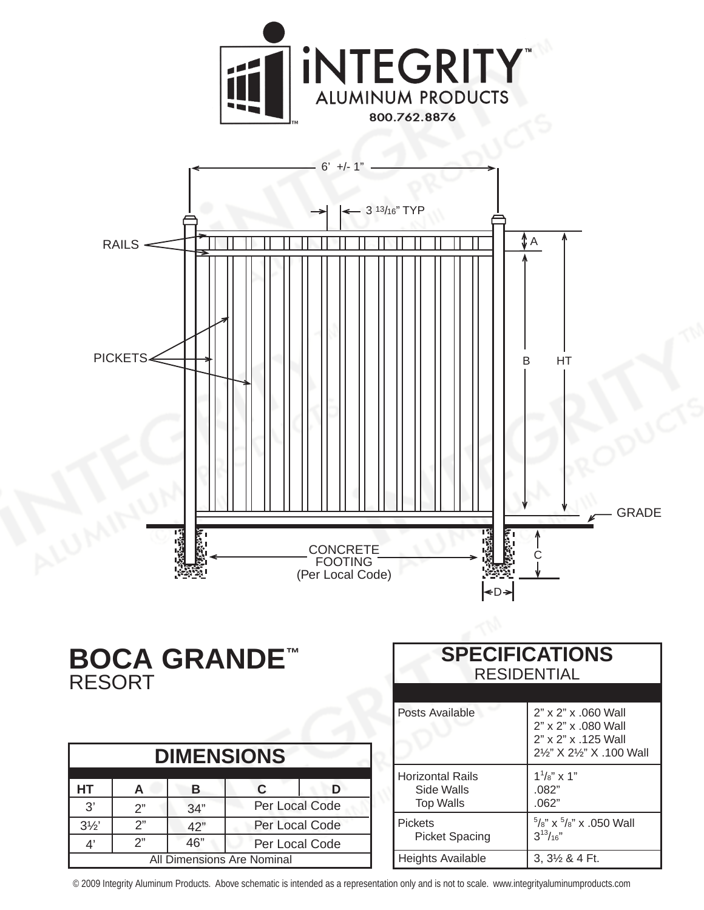# iNTEGRITY™

ALUMINUM PRODUCTS

800.762.8876

6' +/- 1"

3 13/16" TYP

RAILS

PICKETS

A

B

HT

GRADE

CONCRETE FOOTING (Per Local Code)

C

D

# BOCA GRANDE™

RESORT

## DIMENSIONS

| HT | A | B | C | D |
|---|---|---|---|---|
| 3' | 2" | 34" | Per Local Code | |
| 3½' | 2" | 42" | Per Local Code | |
| 4' | 2" | 46" | Per Local Code | |
| All Dimensions Are Nominal | | | | |

## SPECIFICATIONS

RESIDENTIAL

| | |
|---|---|
| Posts Available | 2" x 2" x .060 Wall<br>2" x 2" x .080 Wall<br>2" x 2" x .125 Wall<br>2½" X 2½" X .100 Wall |
| Horizontal Rails<br>Side Walls<br>Top Walls | $1^1/_8$" x 1"<br>.082"<br>.062" |
| Pickets<br>Picket Spacing | $^5/_8$" x $^5/_8$" x .050 Wall<br>$3^{13}/_{16}$" |
| Heights Available | 3, 3½ & 4 Ft. |

© 2009 Integrity Aluminum Products. Above schematic is intended as a representation only and is not to scale. www.integrityaluminumproducts.com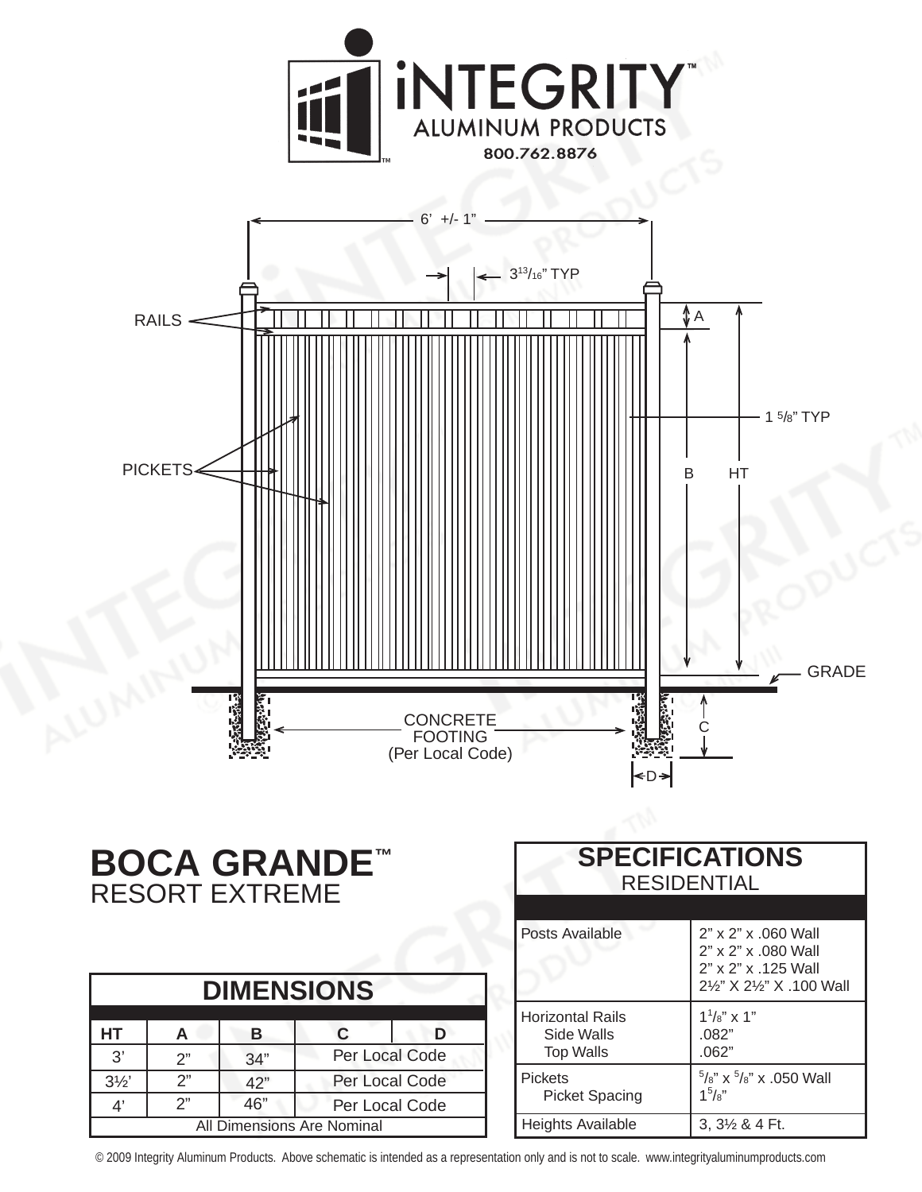# iNTEGRITY ALUMINUM PRODUCTS

800.762.8876

6' +/- 1"

$3^{13}/_{16}$" TYP

RAILS

A

1 5/8" TYP

PICKETS

B

HT

GRADE

CONCRETE FOOTING (Per Local Code)

C

D

# BOCA GRANDE™

## RESORT EXTREME

| DIMENSIONS | | | | |
|---|---|---|---|---|
| HT | A | B | C | D |
| 3' | 2" | 34" | Per Local Code | |
| 3½' | 2" | 42" | Per Local Code | |
| 4' | 2" | 46" | Per Local Code | |
| All Dimensions Are Nominal | | | | |

| SPECIFICATIONS RESIDENTIAL | |
|---|---|
| Posts Available | 2" x 2" x .060 Wall<br>2" x 2" x .080 Wall<br>2" x 2" x .125 Wall<br>2½" X 2½" X .100 Wall |
| Horizontal Rails<br>Side Walls<br>Top Walls | $1^{1}/_{8}$" x 1"<br>.082"<br>.062" |
| Pickets<br>Picket Spacing | $^{5}/_{8}$" x $^{5}/_{8}$" x .050 Wall<br>$1^{5}/_{8}$" |
| Heights Available | 3, 3½ & 4 Ft. |

© 2009 Integrity Aluminum Products. Above schematic is intended as a representation only and is not to scale. www.integrityaluminumproducts.com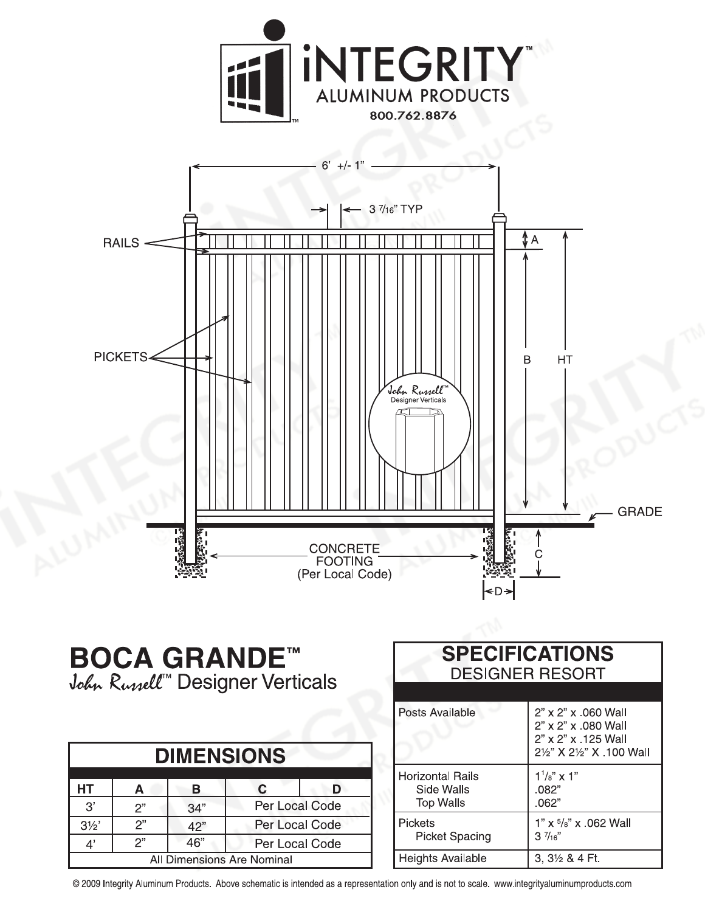iNTEGRITY™
ALUMINUM PRODUCTS
800.762.8876

6' +/- 1"

3 7/16" TYP

RAILS

PICKETS

A

B

HT

GRADE

John Russell™ Designer Verticals

CONCRETE FOOTING (Per Local Code)

C

D

# BOCA GRANDE™

*John Russell*™ Designer Verticals

## DIMENSIONS

| HT | A | B | C | D |
|---|---|---|---|---|
| 3' | 2" | 34" | Per Local Code | |
| 3½' | 2" | 42" | Per Local Code | |
| 4' | 2" | 46" | Per Local Code | |
| All Dimensions Are Nominal | | | | |

## SPECIFICATIONS
### DESIGNER RESORT

| | |
|---|---|
| Posts Available | 2" x 2" x .060 Wall<br>2" x 2" x .080 Wall<br>2" x 2" x .125 Wall<br>2½" X 2½" X .100 Wall |
| Horizontal Rails<br>Side Walls<br>Top Walls | 1 1/8" x 1"<br>.082"<br>.062" |
| Pickets<br>Picket Spacing | 1" x 5/8" x .062 Wall<br>3 7/16" |
| Heights Available | 3, 3½ & 4 Ft. |

© 2009 Integrity Aluminum Products. Above schematic is intended as a representation only and is not to scale. www.integrityaluminumproducts.com